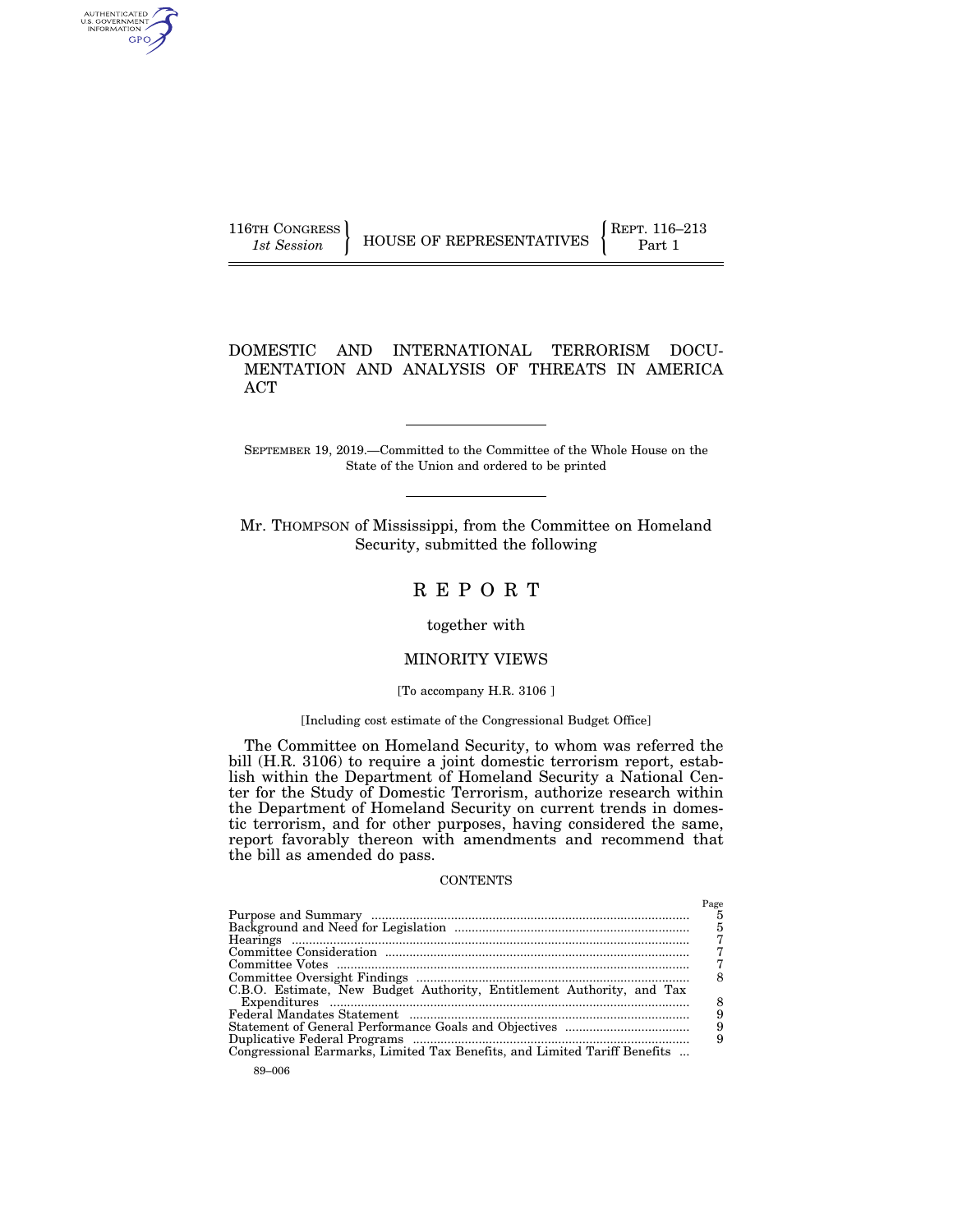116TH CONGRESS
*1st Session*

HOUSE OF REPRESENTATIVES

REPT. 116–213
Part 1

# DOMESTIC AND INTERNATIONAL TERRORISM DOCUMENTATION AND ANALYSIS OF THREATS IN AMERICA ACT

SEPTEMBER 19, 2019.—Committed to the Committee of the Whole House on the State of the Union and ordered to be printed

Mr. THOMPSON of Mississippi, from the Committee on Homeland Security, submitted the following

# R E P O R T

together with

## MINORITY VIEWS

[To accompany H.R. 3106 ]

[Including cost estimate of the Congressional Budget Office]

The Committee on Homeland Security, to whom was referred the bill (H.R. 3106) to require a joint domestic terrorism report, establish within the Department of Homeland Security a National Center for the Study of Domestic Terrorism, authorize research within the Department of Homeland Security on current trends in domestic terrorism, and for other purposes, having considered the same, report favorably thereon with amendments and recommend that the bill as amended do pass.

CONTENTS

| | Page |
|---|---|
| Purpose and Summary | 5 |
| Background and Need for Legislation | 5 |
| Hearings | 7 |
| Committee Consideration | 7 |
| Committee Votes | 7 |
| Committee Oversight Findings | 8 |
| C.B.O. Estimate, New Budget Authority, Entitlement Authority, and Tax Expenditures | 8 |
| Federal Mandates Statement | 9 |
| Statement of General Performance Goals and Objectives | 9 |
| Duplicative Federal Programs | 9 |
| Congressional Earmarks, Limited Tax Benefits, and Limited Tariff Benefits | |

89–006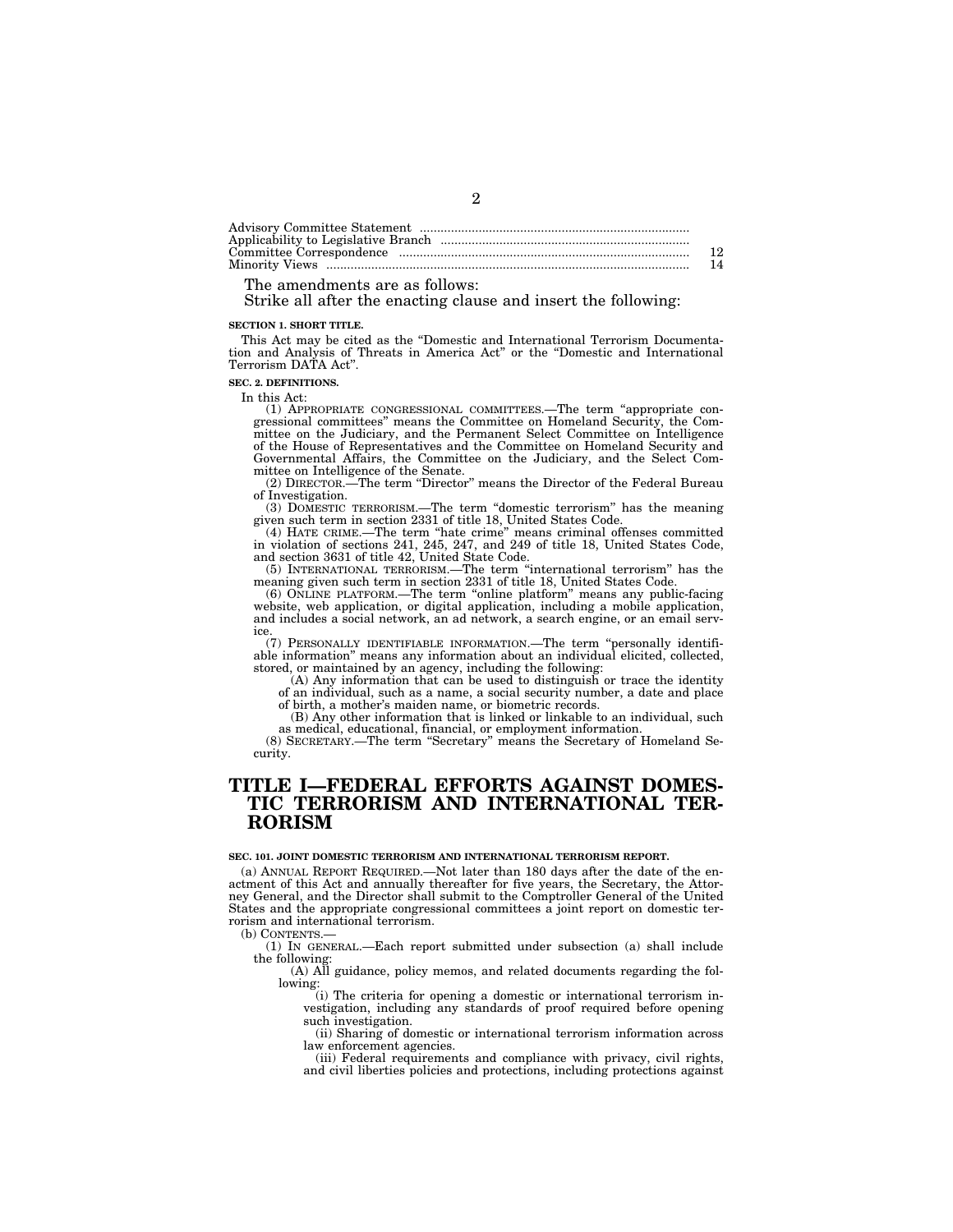| | |
|---|---|
| Advisory Committee Statement | |
| Applicability to Legislative Branch | |
| Committee Correspondence | 12 |
| Minority Views | 14 |

The amendments are as follows:

Strike all after the enacting clause and insert the following:

**SECTION 1. SHORT TITLE.**

This Act may be cited as the "Domestic and International Terrorism Documentation and Analysis of Threats in America Act" or the "Domestic and International Terrorism DATA Act".

**SEC. 2. DEFINITIONS.**

In this Act:

(1) APPROPRIATE CONGRESSIONAL COMMITTEES.—The term "appropriate congressional committees" means the Committee on Homeland Security, the Committee on the Judiciary, and the Permanent Select Committee on Intelligence of the House of Representatives and the Committee on Homeland Security and Governmental Affairs, the Committee on the Judiciary, and the Select Committee on Intelligence of the Senate.

(2) DIRECTOR.—The term "Director" means the Director of the Federal Bureau of Investigation.

(3) DOMESTIC TERRORISM.—The term "domestic terrorism" has the meaning given such term in section 2331 of title 18, United States Code.

(4) HATE CRIME.—The term "hate crime" means criminal offenses committed in violation of sections 241, 245, 247, and 249 of title 18, United States Code, and section 3631 of title 42, United State Code.

(5) INTERNATIONAL TERRORISM.—The term "international terrorism" has the meaning given such term in section 2331 of title 18, United States Code.

(6) ONLINE PLATFORM.—The term "online platform" means any public-facing website, web application, or digital application, including a mobile application, and includes a social network, an ad network, a search engine, or an email service.

(7) PERSONALLY IDENTIFIABLE INFORMATION.—The term "personally identifiable information" means any information about an individual elicited, collected, stored, or maintained by an agency, including the following:

(A) Any information that can be used to distinguish or trace the identity of an individual, such as a name, a social security number, a date and place of birth, a mother's maiden name, or biometric records.

(B) Any other information that is linked or linkable to an individual, such as medical, educational, financial, or employment information.

(8) SECRETARY.—The term "Secretary" means the Secretary of Homeland Security.

# TITLE I—FEDERAL EFFORTS AGAINST DOMESTIC TERRORISM AND INTERNATIONAL TERRORISM

**SEC. 101. JOINT DOMESTIC TERRORISM AND INTERNATIONAL TERRORISM REPORT.**

(a) ANNUAL REPORT REQUIRED.—Not later than 180 days after the date of the enactment of this Act and annually thereafter for five years, the Secretary, the Attorney General, and the Director shall submit to the Comptroller General of the United States and the appropriate congressional committees a joint report on domestic terrorism and international terrorism.

(b) CONTENTS.—

(1) IN GENERAL.—Each report submitted under subsection (a) shall include the following:

(A) All guidance, policy memos, and related documents regarding the following:

(i) The criteria for opening a domestic or international terrorism investigation, including any standards of proof required before opening such investigation.

(ii) Sharing of domestic or international terrorism information across law enforcement agencies.

(iii) Federal requirements and compliance with privacy, civil rights, and civil liberties policies and protections, including protections against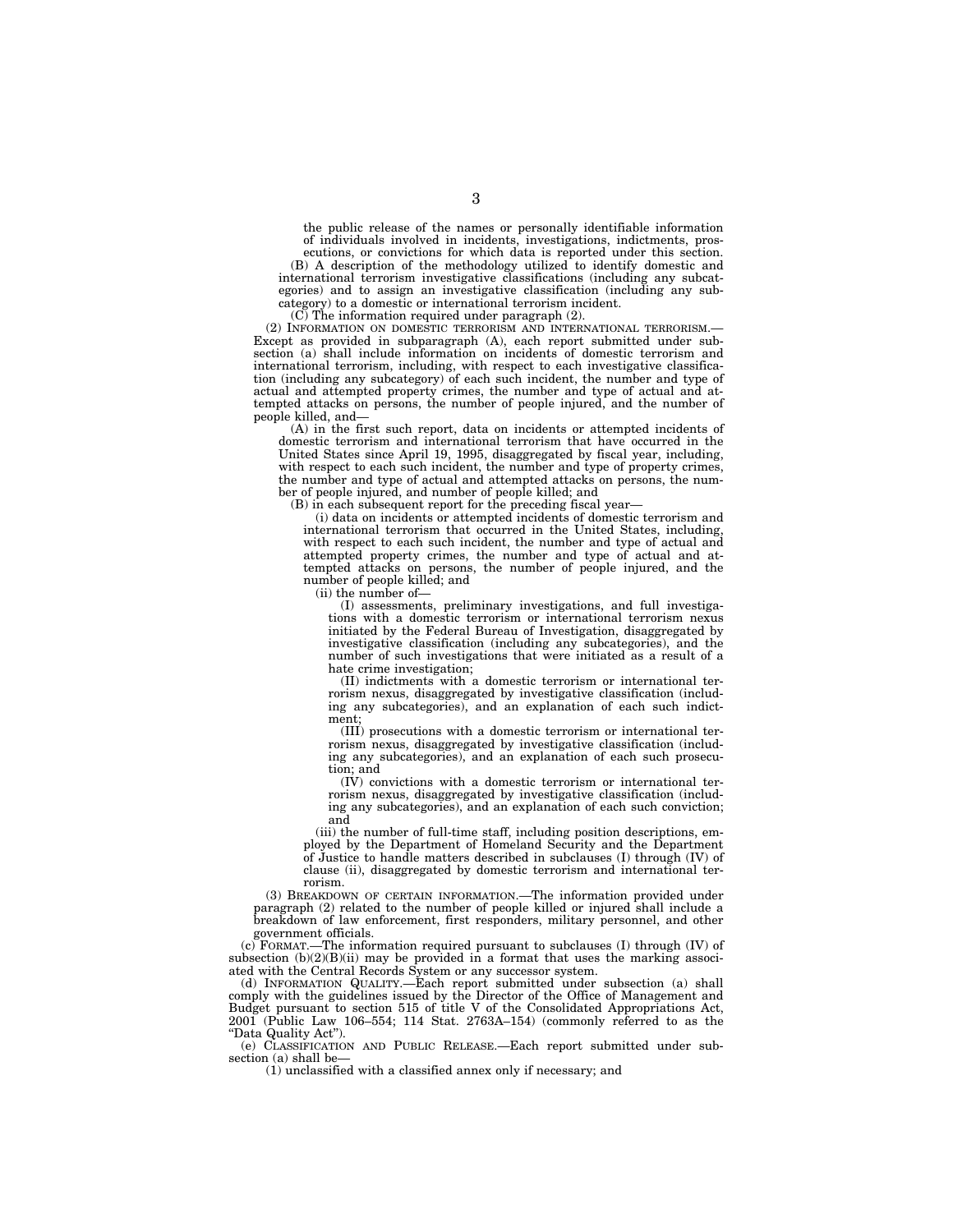the public release of the names or personally identifiable information of individuals involved in incidents, investigations, indictments, prosecutions, or convictions for which data is reported under this section.

(B) A description of the methodology utilized to identify domestic and international terrorism investigative classifications (including any subcategories) and to assign an investigative classification (including any subcategory) to a domestic or international terrorism incident.

(C) The information required under paragraph (2).

(2) INFORMATION ON DOMESTIC TERRORISM AND INTERNATIONAL TERRORISM.—Except as provided in subparagraph (A), each report submitted under subsection (a) shall include information on incidents of domestic terrorism and international terrorism, including, with respect to each investigative classification (including any subcategory) of each such incident, the number and type of actual and attempted property crimes, the number and type of actual and attempted attacks on persons, the number of people injured, and the number of people killed, and—

(A) in the first such report, data on incidents or attempted incidents of domestic terrorism and international terrorism that have occurred in the United States since April 19, 1995, disaggregated by fiscal year, including, with respect to each such incident, the number and type of property crimes, the number and type of actual and attempted attacks on persons, the number of people injured, and number of people killed; and

(B) in each subsequent report for the preceding fiscal year—

(i) data on incidents or attempted incidents of domestic terrorism and international terrorism that occurred in the United States, including, with respect to each such incident, the number and type of actual and attempted property crimes, the number and type of actual and attempted attacks on persons, the number of people injured, and the number of people killed; and

(ii) the number of—

(I) assessments, preliminary investigations, and full investigations with a domestic terrorism or international terrorism nexus initiated by the Federal Bureau of Investigation, disaggregated by investigative classification (including any subcategories), and the number of such investigations that were initiated as a result of a hate crime investigation;

(II) indictments with a domestic terrorism or international terrorism nexus, disaggregated by investigative classification (including any subcategories), and an explanation of each such indictment;

(III) prosecutions with a domestic terrorism or international terrorism nexus, disaggregated by investigative classification (including any subcategories), and an explanation of each such prosecution; and

(IV) convictions with a domestic terrorism or international terrorism nexus, disaggregated by investigative classification (including any subcategories), and an explanation of each such conviction; and

(iii) the number of full-time staff, including position descriptions, employed by the Department of Homeland Security and the Department of Justice to handle matters described in subclauses (I) through (IV) of clause (ii), disaggregated by domestic terrorism and international terrorism.

(3) BREAKDOWN OF CERTAIN INFORMATION.—The information provided under paragraph (2) related to the number of people killed or injured shall include a breakdown of law enforcement, first responders, military personnel, and other government officials.

(c) FORMAT.—The information required pursuant to subclauses (I) through (IV) of subsection (b)(2)(B)(ii) may be provided in a format that uses the marking associated with the Central Records System or any successor system.

(d) INFORMATION QUALITY.—Each report submitted under subsection (a) shall comply with the guidelines issued by the Director of the Office of Management and Budget pursuant to section 515 of title V of the Consolidated Appropriations Act, 2001 (Public Law 106–554; 114 Stat. 2763A–154) (commonly referred to as the "Data Quality Act").

(e) CLASSIFICATION AND PUBLIC RELEASE.—Each report submitted under subsection (a) shall be—

(1) unclassified with a classified annex only if necessary; and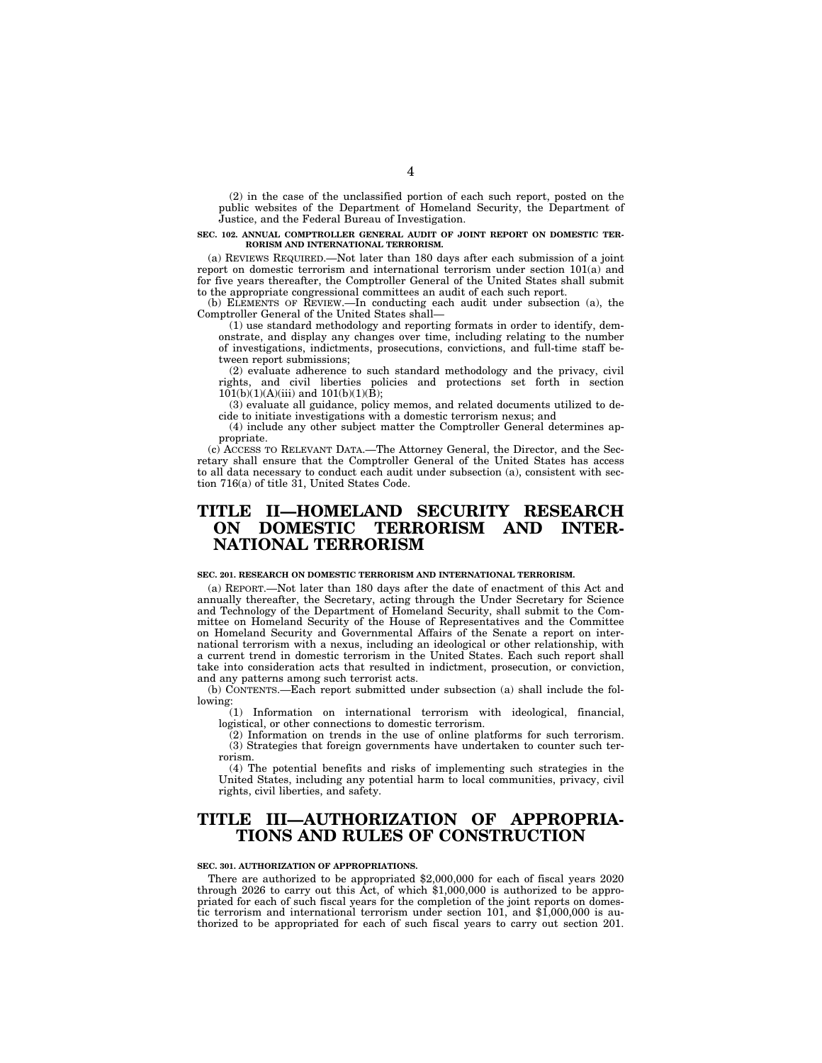(2) in the case of the unclassified portion of each such report, posted on the public websites of the Department of Homeland Security, the Department of Justice, and the Federal Bureau of Investigation.

**SEC. 102. ANNUAL COMPTROLLER GENERAL AUDIT OF JOINT REPORT ON DOMESTIC TERRORISM AND INTERNATIONAL TERRORISM.**

(a) REVIEWS REQUIRED.—Not later than 180 days after each submission of a joint report on domestic terrorism and international terrorism under section 101(a) and for five years thereafter, the Comptroller General of the United States shall submit to the appropriate congressional committees an audit of each such report.

(b) ELEMENTS OF REVIEW.—In conducting each audit under subsection (a), the Comptroller General of the United States shall—

(1) use standard methodology and reporting formats in order to identify, demonstrate, and display any changes over time, including relating to the number of investigations, indictments, prosecutions, convictions, and full-time staff between report submissions;

(2) evaluate adherence to such standard methodology and the privacy, civil rights, and civil liberties policies and protections set forth in section 101(b)(1)(A)(iii) and 101(b)(1)(B);

(3) evaluate all guidance, policy memos, and related documents utilized to decide to initiate investigations with a domestic terrorism nexus; and

(4) include any other subject matter the Comptroller General determines appropriate.

(c) ACCESS TO RELEVANT DATA.—The Attorney General, the Director, and the Secretary shall ensure that the Comptroller General of the United States has access to all data necessary to conduct each audit under subsection (a), consistent with section 716(a) of title 31, United States Code.

# TITLE II—HOMELAND SECURITY RESEARCH ON DOMESTIC TERRORISM AND INTERNATIONAL TERRORISM

**SEC. 201. RESEARCH ON DOMESTIC TERRORISM AND INTERNATIONAL TERRORISM.**

(a) REPORT.—Not later than 180 days after the date of enactment of this Act and annually thereafter, the Secretary, acting through the Under Secretary for Science and Technology of the Department of Homeland Security, shall submit to the Committee on Homeland Security of the House of Representatives and the Committee on Homeland Security and Governmental Affairs of the Senate a report on international terrorism with a nexus, including an ideological or other relationship, with a current trend in domestic terrorism in the United States. Each such report shall take into consideration acts that resulted in indictment, prosecution, or conviction, and any patterns among such terrorist acts.

(b) CONTENTS.—Each report submitted under subsection (a) shall include the following:

(1) Information on international terrorism with ideological, financial, logistical, or other connections to domestic terrorism.

(2) Information on trends in the use of online platforms for such terrorism.

(3) Strategies that foreign governments have undertaken to counter such terrorism.

(4) The potential benefits and risks of implementing such strategies in the United States, including any potential harm to local communities, privacy, civil rights, civil liberties, and safety.

# TITLE III—AUTHORIZATION OF APPROPRIATIONS AND RULES OF CONSTRUCTION

**SEC. 301. AUTHORIZATION OF APPROPRIATIONS.**

There are authorized to be appropriated $2,000,000 for each of fiscal years 2020 through 2026 to carry out this Act, of which $1,000,000 is authorized to be appropriated for each of such fiscal years for the completion of the joint reports on domestic terrorism and international terrorism under section 101, and $1,000,000 is authorized to be appropriated for each of such fiscal years to carry out section 201.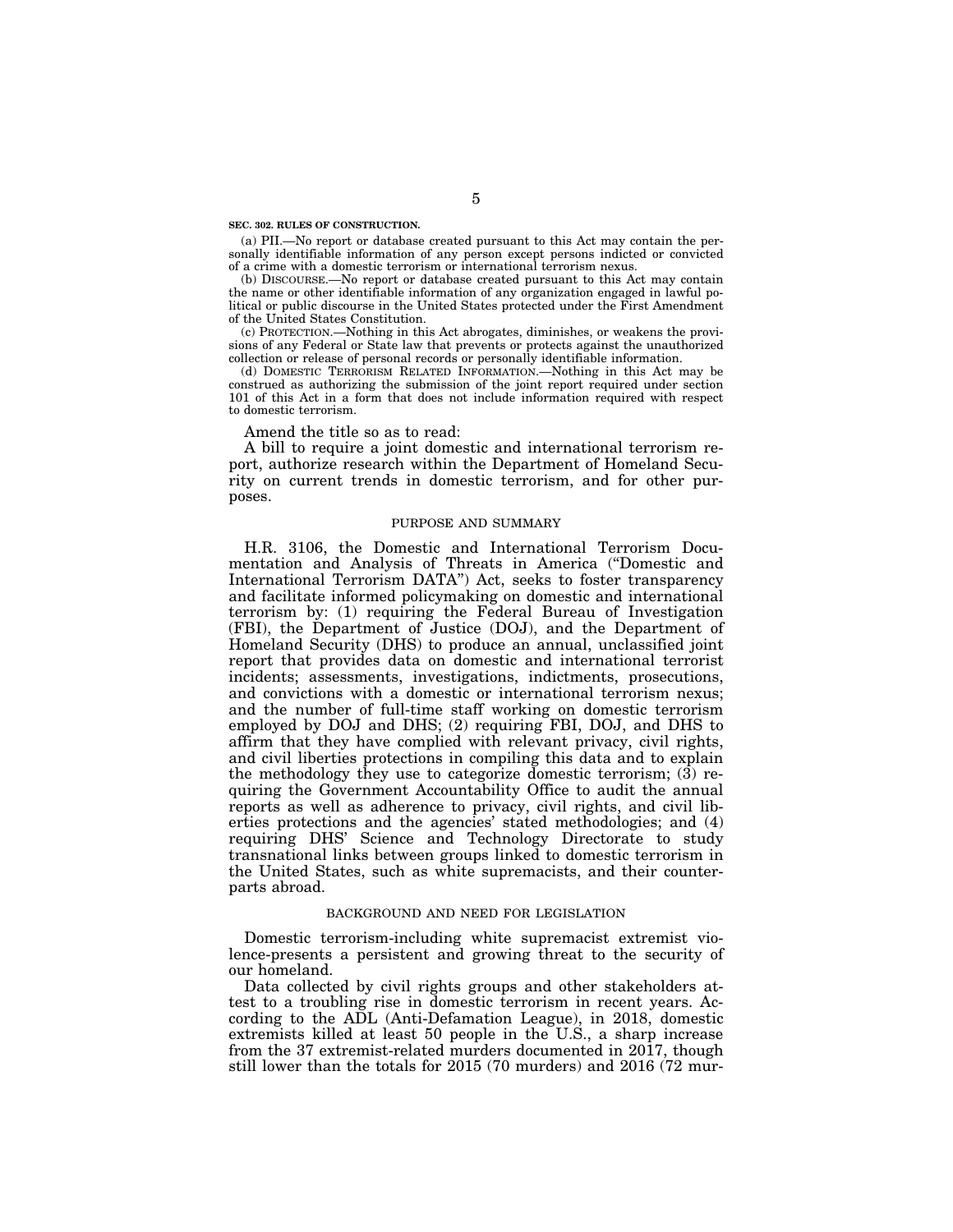**SEC. 302. RULES OF CONSTRUCTION.**

(a) PII.—No report or database created pursuant to this Act may contain the personally identifiable information of any person except persons indicted or convicted of a crime with a domestic terrorism or international terrorism nexus.

(b) DISCOURSE.—No report or database created pursuant to this Act may contain the name or other identifiable information of any organization engaged in lawful political or public discourse in the United States protected under the First Amendment of the United States Constitution.

(c) PROTECTION.—Nothing in this Act abrogates, diminishes, or weakens the provisions of any Federal or State law that prevents or protects against the unauthorized collection or release of personal records or personally identifiable information.

(d) DOMESTIC TERRORISM RELATED INFORMATION.—Nothing in this Act may be construed as authorizing the submission of the joint report required under section 101 of this Act in a form that does not include information required with respect to domestic terrorism.

Amend the title so as to read:

A bill to require a joint domestic and international terrorism report, authorize research within the Department of Homeland Security on current trends in domestic terrorism, and for other purposes.

## PURPOSE AND SUMMARY

H.R. 3106, the Domestic and International Terrorism Documentation and Analysis of Threats in America ("Domestic and International Terrorism DATA") Act, seeks to foster transparency and facilitate informed policymaking on domestic and international terrorism by: (1) requiring the Federal Bureau of Investigation (FBI), the Department of Justice (DOJ), and the Department of Homeland Security (DHS) to produce an annual, unclassified joint report that provides data on domestic and international terrorist incidents; assessments, investigations, indictments, prosecutions, and convictions with a domestic or international terrorism nexus; and the number of full-time staff working on domestic terrorism employed by DOJ and DHS; (2) requiring FBI, DOJ, and DHS to affirm that they have complied with relevant privacy, civil rights, and civil liberties protections in compiling this data and to explain the methodology they use to categorize domestic terrorism; (3) requiring the Government Accountability Office to audit the annual reports as well as adherence to privacy, civil rights, and civil liberties protections and the agencies' stated methodologies; and (4) requiring DHS' Science and Technology Directorate to study transnational links between groups linked to domestic terrorism in the United States, such as white supremacists, and their counterparts abroad.

## BACKGROUND AND NEED FOR LEGISLATION

Domestic terrorism-including white supremacist extremist violence-presents a persistent and growing threat to the security of our homeland.

Data collected by civil rights groups and other stakeholders attest to a troubling rise in domestic terrorism in recent years. According to the ADL (Anti-Defamation League), in 2018, domestic extremists killed at least 50 people in the U.S., a sharp increase from the 37 extremist-related murders documented in 2017, though still lower than the totals for 2015 (70 murders) and 2016 (72 mur-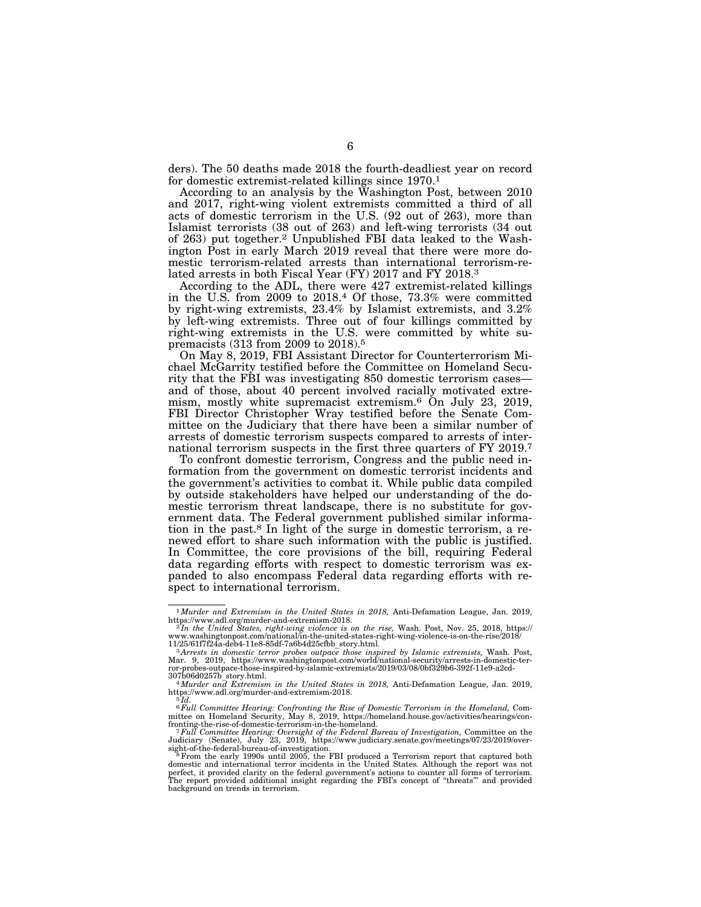ders). The 50 deaths made 2018 the fourth-deadliest year on record for domestic extremist-related killings since 1970.[1]

According to an analysis by the Washington Post, between 2010 and 2017, right-wing violent extremists committed a third of all acts of domestic terrorism in the U.S. (92 out of 263), more than Islamist terrorists (38 out of 263) and left-wing terrorists (34 out of 263) put together.[2] Unpublished FBI data leaked to the Washington Post in early March 2019 reveal that there were more domestic terrorism-related arrests than international terrorism-related arrests in both Fiscal Year (FY) 2017 and FY 2018.[3]

According to the ADL, there were 427 extremist-related killings in the U.S. from 2009 to 2018.[4] Of those, 73.3% were committed by right-wing extremists, 23.4% by Islamist extremists, and 3.2% by left-wing extremists. Three out of four killings committed by right-wing extremists in the U.S. were committed by white supremacists (313 from 2009 to 2018).[5]

On May 8, 2019, FBI Assistant Director for Counterterrorism Michael McGarrity testified before the Committee on Homeland Security that the FBI was investigating 850 domestic terrorism cases—and of those, about 40 percent involved racially motivated extremism, mostly white supremacist extremism.[6] On July 23, 2019, FBI Director Christopher Wray testified before the Senate Committee on the Judiciary that there have been a similar number of arrests of domestic terrorism suspects compared to arrests of international terrorism suspects in the first three quarters of FY 2019.[7]

To confront domestic terrorism, Congress and the public need information from the government on domestic terrorist incidents and the government's activities to combat it. While public data compiled by outside stakeholders have helped our understanding of the domestic terrorism threat landscape, there is no substitute for government data. The Federal government published similar information in the past.[8] In light of the surge in domestic terrorism, a renewed effort to share such information with the public is justified. In Committee, the core provisions of the bill, requiring Federal data regarding efforts with respect to domestic terrorism was expanded to also encompass Federal data regarding efforts with respect to international terrorism.

---

[1] *Murder and Extremism in the United States in 2018,* Anti-Defamation League, Jan. 2019, https://www.adl.org/murder-and-extremism-2018.

[2] *In the United States, right-wing violence is on the rise,* Wash. Post, Nov. 25, 2018, https://www.washingtonpost.com/national/in-the-united-states-right-wing-violence-is-on-the-rise/2018/11/25/61f7f24a-deb4-11e8-85df-7a6b4d25cfbb_story.html.

[3] *Arrests in domestic terror probes outpace those inspired by Islamic extremists,* Wash. Post, Mar. 9, 2019, https://www.washingtonpost.com/world/national-security/arrests-in-domestic-terror-probes-outpace-those-inspired-by-islamic-extremists/2019/03/08/0bf329b6-392f-11e9-a2cd-307b06d0257b_story.html.

[4] *Murder and Extremism in the United States in 2018,* Anti-Defamation League, Jan. 2019, https://www.adl.org/murder-and-extremism-2018.

[5] *Id.*

[6] *Full Committee Hearing: Confronting the Rise of Domestic Terrorism in the Homeland,* Committee on Homeland Security, May 8, 2019, https://homeland.house.gov/activities/hearings/confronting-the-rise-of-domestic-terrorism-in-the-homeland.

[7] *Full Committee Hearing: Oversight of the Federal Bureau of Investigation,* Committee on the Judiciary (Senate), July 23, 2019, https://www.judiciary.senate.gov/meetings/07/23/2019/oversight-of-the-federal-bureau-of-investigation.

[8] From the early 1990s until 2005, the FBI produced a Terrorism report that captured both domestic and international terror incidents in the United States. Although the report was not perfect, it provided clarity on the federal government's actions to counter all forms of terrorism. The report provided additional insight regarding the FBI's concept of "threats"' and provided background on trends in terrorism.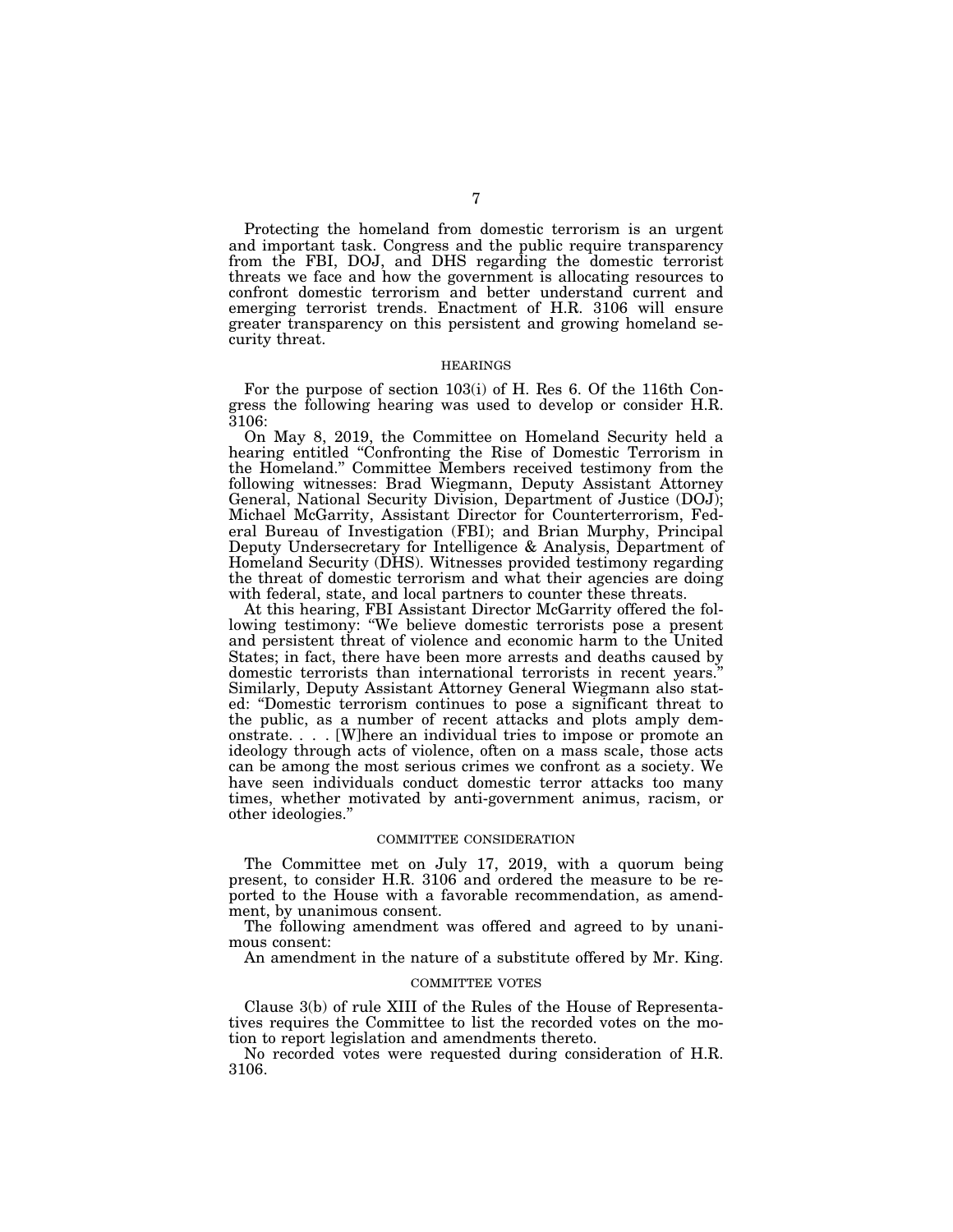Protecting the homeland from domestic terrorism is an urgent and important task. Congress and the public require transparency from the FBI, DOJ, and DHS regarding the domestic terrorist threats we face and how the government is allocating resources to confront domestic terrorism and better understand current and emerging terrorist trends. Enactment of H.R. 3106 will ensure greater transparency on this persistent and growing homeland security threat.

## HEARINGS

For the purpose of section 103(i) of H. Res 6. Of the 116th Congress the following hearing was used to develop or consider H.R. 3106:

On May 8, 2019, the Committee on Homeland Security held a hearing entitled "Confronting the Rise of Domestic Terrorism in the Homeland." Committee Members received testimony from the following witnesses: Brad Wiegmann, Deputy Assistant Attorney General, National Security Division, Department of Justice (DOJ); Michael McGarrity, Assistant Director for Counterterrorism, Federal Bureau of Investigation (FBI); and Brian Murphy, Principal Deputy Undersecretary for Intelligence & Analysis, Department of Homeland Security (DHS). Witnesses provided testimony regarding the threat of domestic terrorism and what their agencies are doing with federal, state, and local partners to counter these threats.

At this hearing, FBI Assistant Director McGarrity offered the following testimony: "We believe domestic terrorists pose a present and persistent threat of violence and economic harm to the United States; in fact, there have been more arrests and deaths caused by domestic terrorists than international terrorists in recent years." Similarly, Deputy Assistant Attorney General Wiegmann also stated: "Domestic terrorism continues to pose a significant threat to the public, as a number of recent attacks and plots amply demonstrate. . . . [W]here an individual tries to impose or promote an ideology through acts of violence, often on a mass scale, those acts can be among the most serious crimes we confront as a society. We have seen individuals conduct domestic terror attacks too many times, whether motivated by anti-government animus, racism, or other ideologies."

## COMMITTEE CONSIDERATION

The Committee met on July 17, 2019, with a quorum being present, to consider H.R. 3106 and ordered the measure to be reported to the House with a favorable recommendation, as amendment, by unanimous consent.

The following amendment was offered and agreed to by unanimous consent:

An amendment in the nature of a substitute offered by Mr. King.

## COMMITTEE VOTES

Clause 3(b) of rule XIII of the Rules of the House of Representatives requires the Committee to list the recorded votes on the motion to report legislation and amendments thereto.

No recorded votes were requested during consideration of H.R. 3106.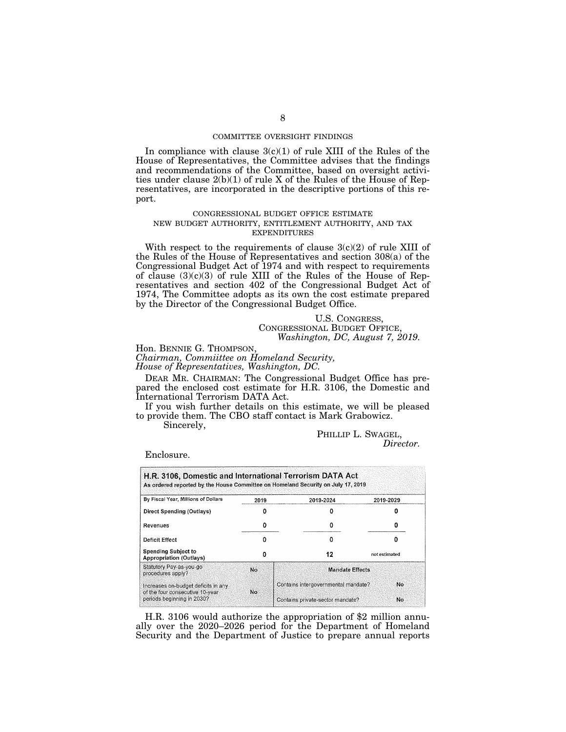## COMMITTEE OVERSIGHT FINDINGS

In compliance with clause 3(c)(1) of rule XIII of the Rules of the House of Representatives, the Committee advises that the findings and recommendations of the Committee, based on oversight activities under clause 2(b)(1) of rule X of the Rules of the House of Representatives, are incorporated in the descriptive portions of this report.

## CONGRESSIONAL BUDGET OFFICE ESTIMATE

### NEW BUDGET AUTHORITY, ENTITLEMENT AUTHORITY, AND TAX EXPENDITURES

With respect to the requirements of clause 3(c)(2) of rule XIII of the Rules of the House of Representatives and section 308(a) of the Congressional Budget Act of 1974 and with respect to requirements of clause (3)(c)(3) of rule XIII of the Rules of the House of Representatives and section 402 of the Congressional Budget Act of 1974, The Committee adopts as its own the cost estimate prepared by the Director of the Congressional Budget Office.

U.S. CONGRESS,
CONGRESSIONAL BUDGET OFFICE,
*Washington, DC, August 7, 2019.*

Hon. BENNIE G. THOMPSON,
*Chairman, Commiittee on Homeland Security,*
*House of Representatives, Washington, DC.*

DEAR MR. CHAIRMAN: The Congressional Budget Office has prepared the enclosed cost estimate for H.R. 3106, the Domestic and International Terrorism DATA Act.

If you wish further details on this estimate, we will be pleased to provide them. The CBO staff contact is Mark Grabowicz.

Sincerely,

PHILLIP L. SWAGEL,
*Director.*

Enclosure.

**H.R. 3106, Domestic and International Terrorism DATA Act**
As ordered reported by the House Committee on Homeland Security on July 17, 2019

| By Fiscal Year, Millions of Dollars | 2019 | 2019-2024 | 2019-2029 |
|---|---|---|---|
| **Direct Spending (Outlays)** | 0 | 0 | 0 |
| **Revenues** | 0 | 0 | 0 |
| **Deficit Effect** | 0 | 0 | 0 |
| **Spending Subject to Appropriation (Outlays)** | 0 | 12 | not estimated |

| | | **Mandate Effects** | |
|---|---|---|---|
| Statutory Pay-as-you-go procedures apply? | No | | |
| Increases on-budget deficits in any of the four consecutive 10-year periods beginning in 2030? | No | Contains intergovernmental mandate? | No |
| | | Contains private-sector mandate? | No |

H.R. 3106 would authorize the appropriation of $2 million annually over the 2020–2026 period for the Department of Homeland Security and the Department of Justice to prepare annual reports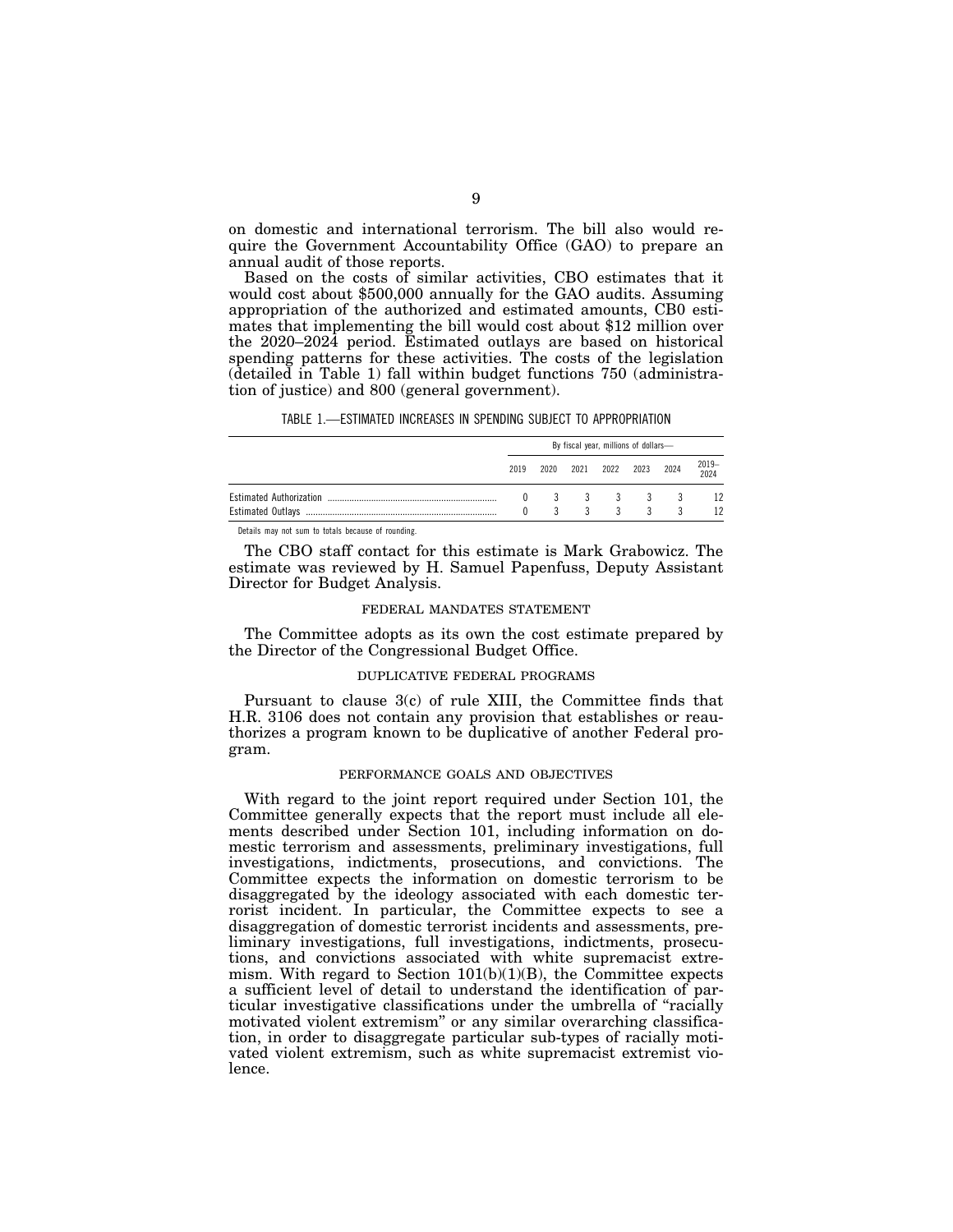on domestic and international terrorism. The bill also would require the Government Accountability Office (GAO) to prepare an annual audit of those reports.

Based on the costs of similar activities, CBO estimates that it would cost about $500,000 annually for the GAO audits. Assuming appropriation of the authorized and estimated amounts, CB0 estimates that implementing the bill would cost about $12 million over the 2020–2024 period. Estimated outlays are based on historical spending patterns for these activities. The costs of the legislation (detailed in Table 1) fall within budget functions 750 (administration of justice) and 800 (general government).

TABLE 1.—ESTIMATED INCREASES IN SPENDING SUBJECT TO APPROPRIATION

| | By fiscal year, millions of dollars— | | | | | | |
|---|---|---|---|---|---|---|---|
| | 2019 | 2020 | 2021 | 2022 | 2023 | 2024 | 2019–2024 |
| Estimated Authorization | 0 | 3 | 3 | 3 | 3 | 3 | 12 |
| Estimated Outlays | 0 | 3 | 3 | 3 | 3 | 3 | 12 |

Details may not sum to totals because of rounding.

The CBO staff contact for this estimate is Mark Grabowicz. The estimate was reviewed by H. Samuel Papenfuss, Deputy Assistant Director for Budget Analysis.

## FEDERAL MANDATES STATEMENT

The Committee adopts as its own the cost estimate prepared by the Director of the Congressional Budget Office.

## DUPLICATIVE FEDERAL PROGRAMS

Pursuant to clause 3(c) of rule XIII, the Committee finds that H.R. 3106 does not contain any provision that establishes or reauthorizes a program known to be duplicative of another Federal program.

## PERFORMANCE GOALS AND OBJECTIVES

With regard to the joint report required under Section 101, the Committee generally expects that the report must include all elements described under Section 101, including information on domestic terrorism and assessments, preliminary investigations, full investigations, indictments, prosecutions, and convictions. The Committee expects the information on domestic terrorism to be disaggregated by the ideology associated with each domestic terrorist incident. In particular, the Committee expects to see a disaggregation of domestic terrorist incidents and assessments, preliminary investigations, full investigations, indictments, prosecutions, and convictions associated with white supremacist extremism. With regard to Section 101(b)(1)(B), the Committee expects a sufficient level of detail to understand the identification of particular investigative classifications under the umbrella of "racially motivated violent extremism" or any similar overarching classification, in order to disaggregate particular sub-types of racially motivated violent extremism, such as white supremacist extremist violence.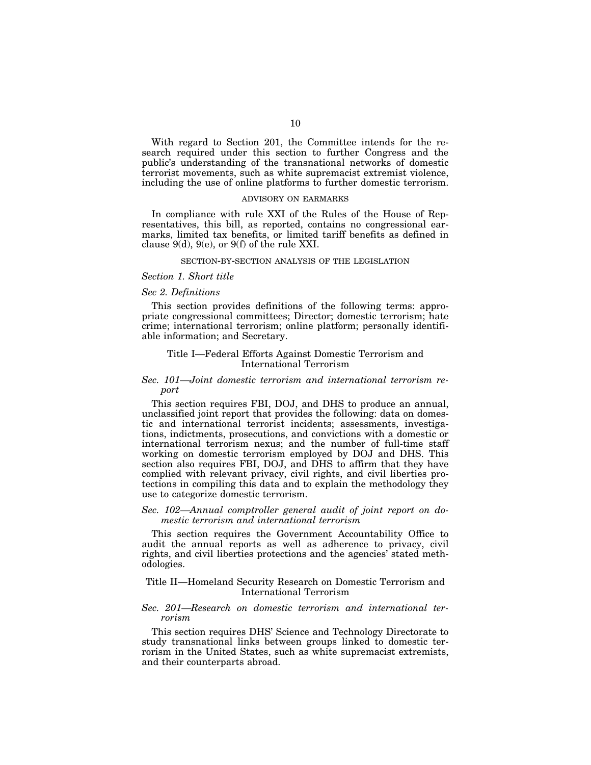With regard to Section 201, the Committee intends for the research required under this section to further Congress and the public's understanding of the transnational networks of domestic terrorist movements, such as white supremacist extremist violence, including the use of online platforms to further domestic terrorism.

## ADVISORY ON EARMARKS

In compliance with rule XXI of the Rules of the House of Representatives, this bill, as reported, contains no congressional earmarks, limited tax benefits, or limited tariff benefits as defined in clause 9(d), 9(e), or 9(f) of the rule XXI.

## SECTION-BY-SECTION ANALYSIS OF THE LEGISLATION

*Section 1. Short title*

*Sec 2. Definitions*

This section provides definitions of the following terms: appropriate congressional committees; Director; domestic terrorism; hate crime; international terrorism; online platform; personally identifiable information; and Secretary.

### Title I—Federal Efforts Against Domestic Terrorism and International Terrorism

*Sec. 101—Joint domestic terrorism and international terrorism report*

This section requires FBI, DOJ, and DHS to produce an annual, unclassified joint report that provides the following: data on domestic and international terrorist incidents; assessments, investigations, indictments, prosecutions, and convictions with a domestic or international terrorism nexus; and the number of full-time staff working on domestic terrorism employed by DOJ and DHS. This section also requires FBI, DOJ, and DHS to affirm that they have complied with relevant privacy, civil rights, and civil liberties protections in compiling this data and to explain the methodology they use to categorize domestic terrorism.

*Sec. 102—Annual comptroller general audit of joint report on domestic terrorism and international terrorism*

This section requires the Government Accountability Office to audit the annual reports as well as adherence to privacy, civil rights, and civil liberties protections and the agencies' stated methodologies.

### Title II—Homeland Security Research on Domestic Terrorism and International Terrorism

*Sec. 201—Research on domestic terrorism and international terrorism*

This section requires DHS' Science and Technology Directorate to study transnational links between groups linked to domestic terrorism in the United States, such as white supremacist extremists, and their counterparts abroad.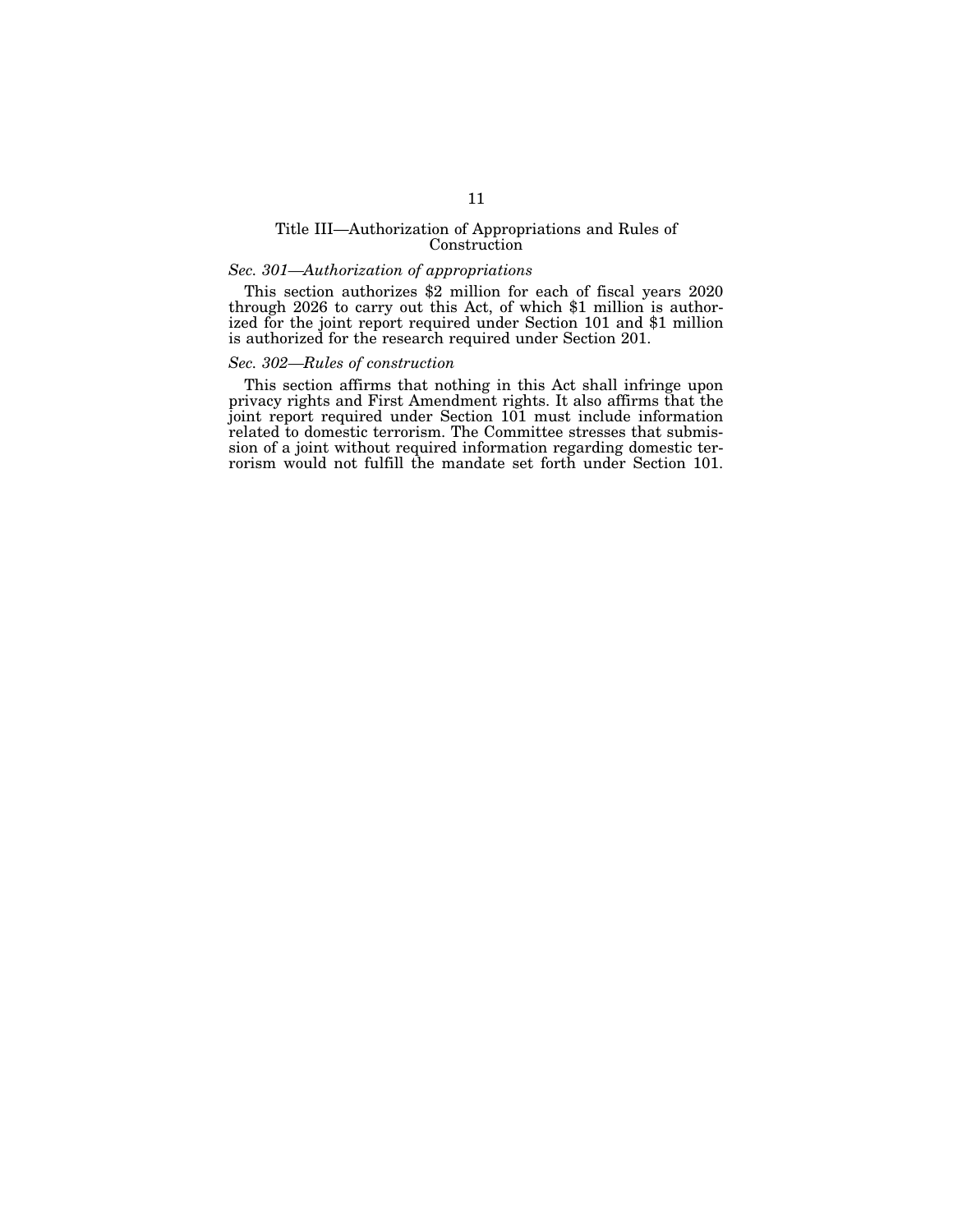## Title III—Authorization of Appropriations and Rules of Construction

*Sec. 301—Authorization of appropriations*

This section authorizes $2 million for each of fiscal years 2020 through 2026 to carry out this Act, of which $1 million is authorized for the joint report required under Section 101 and $1 million is authorized for the research required under Section 201.

*Sec. 302—Rules of construction*

This section affirms that nothing in this Act shall infringe upon privacy rights and First Amendment rights. It also affirms that the joint report required under Section 101 must include information related to domestic terrorism. The Committee stresses that submission of a joint without required information regarding domestic terrorism would not fulfill the mandate set forth under Section 101.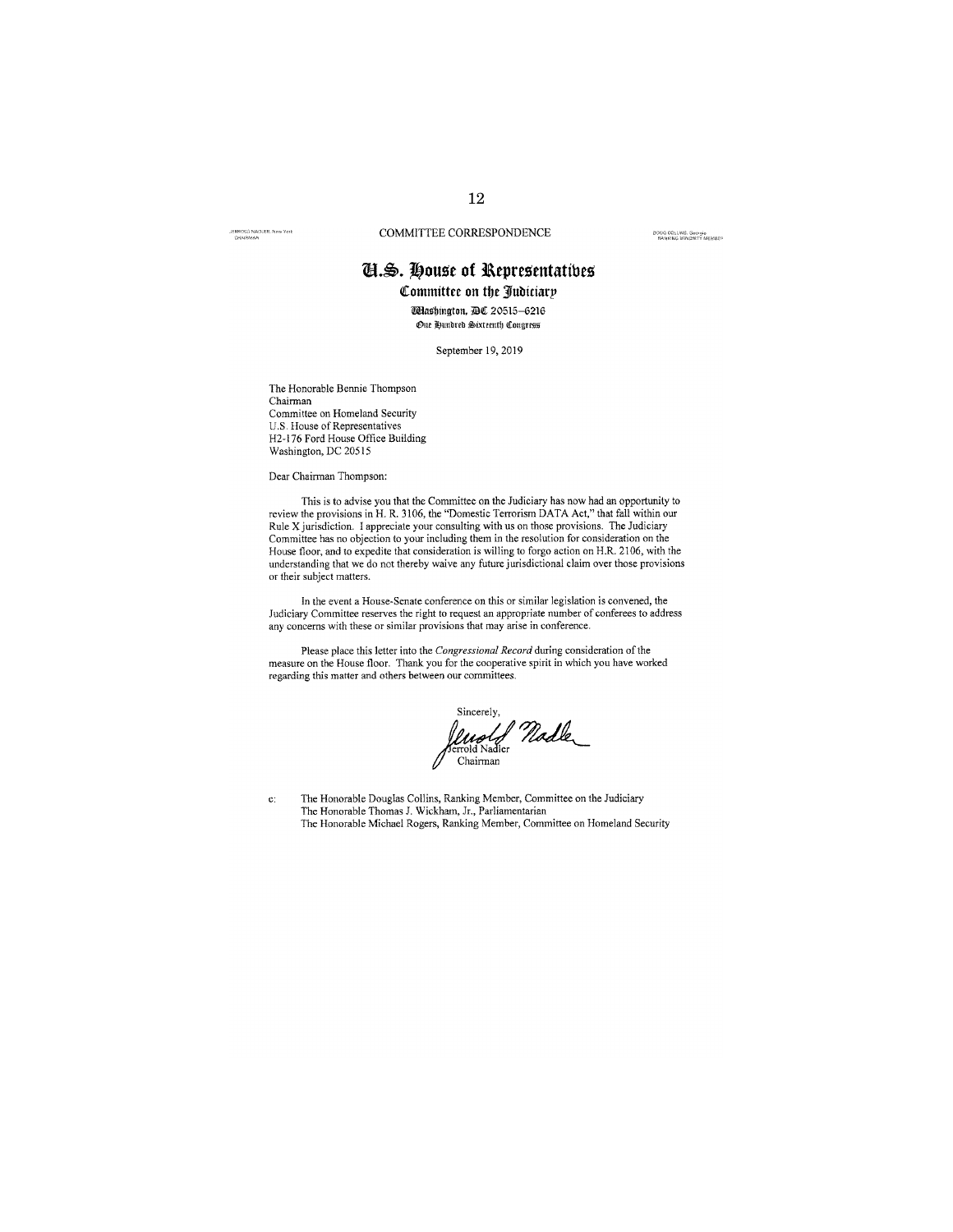COMMITTEE CORRESPONDENCE

JERROLD NADLER, New York
CHAIRMAN

DOUG COLLINS, Georgia
RANKING MINORITY MEMBER

# U.S. House of Representatives

## Committee on the Judiciary

Washington, DC 20515–6216
One Hundred Sixteenth Congress

September 19, 2019

The Honorable Bennie Thompson
Chairman
Committee on Homeland Security
U.S. House of Representatives
H2-176 Ford House Office Building
Washington, DC 20515

Dear Chairman Thompson:

This is to advise you that the Committee on the Judiciary has now had an opportunity to review the provisions in H. R. 3106, the "Domestic Terrorism DATA Act," that fall within our Rule X jurisdiction. I appreciate your consulting with us on those provisions. The Judiciary Committee has no objection to your including them in the resolution for consideration on the House floor, and to expedite that consideration is willing to forgo action on H.R. 2106, with the understanding that we do not thereby waive any future jurisdictional claim over those provisions or their subject matters.

In the event a House-Senate conference on this or similar legislation is convened, the Judiciary Committee reserves the right to request an appropriate number of conferees to address any concerns with these or similar provisions that may arise in conference.

Please place this letter into the *Congressional Record* during consideration of the measure on the House floor. Thank you for the cooperative spirit in which you have worked regarding this matter and others between our committees.

Sincerely,

Jerrold Nadler
Chairman

c: The Honorable Douglas Collins, Ranking Member, Committee on the Judiciary
The Honorable Thomas J. Wickham, Jr., Parliamentarian
The Honorable Michael Rogers, Ranking Member, Committee on Homeland Security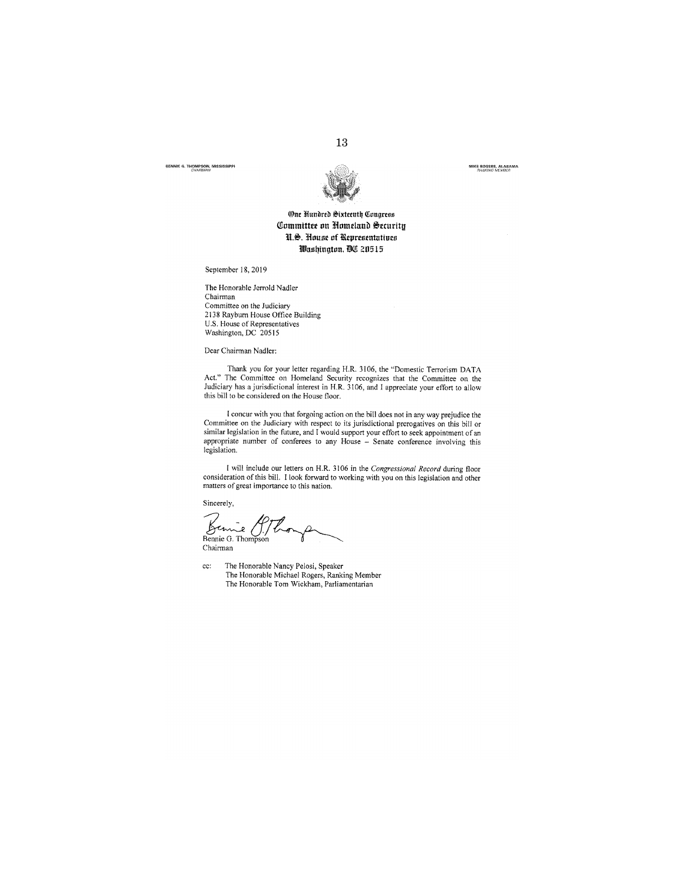BENNIE G. THOMPSON, MISSISSIPPI
*CHAIRMAN*

MIKE ROGERS, ALABAMA
*RANKING MEMBER*

**One Hundred Sixteenth Congress**
**Committee on Homeland Security**
**U.S. House of Representatives**
**Washington, DC 20515**

September 18, 2019

The Honorable Jerrold Nadler
Chairman
Committee on the Judiciary
2138 Rayburn House Office Building
U.S. House of Representatives
Washington, DC 20515

Dear Chairman Nadler:

Thank you for your letter regarding H.R. 3106, the "Domestic Terrorism DATA Act." The Committee on Homeland Security recognizes that the Committee on the Judiciary has a jurisdictional interest in H.R. 3106, and I appreciate your effort to allow this bill to be considered on the House floor.

I concur with you that forgoing action on the bill does not in any way prejudice the Committee on the Judiciary with respect to its jurisdictional prerogatives on this bill or similar legislation in the future, and I would support your effort to seek appointment of an appropriate number of conferees to any House – Senate conference involving this legislation.

I will include our letters on H.R. 3106 in the *Congressional Record* during floor consideration of this bill. I look forward to working with you on this legislation and other matters of great importance to this nation.

Sincerely,

Bennie G. Thompson
Chairman

cc: The Honorable Nancy Pelosi, Speaker
The Honorable Michael Rogers, Ranking Member
The Honorable Tom Wickham, Parliamentarian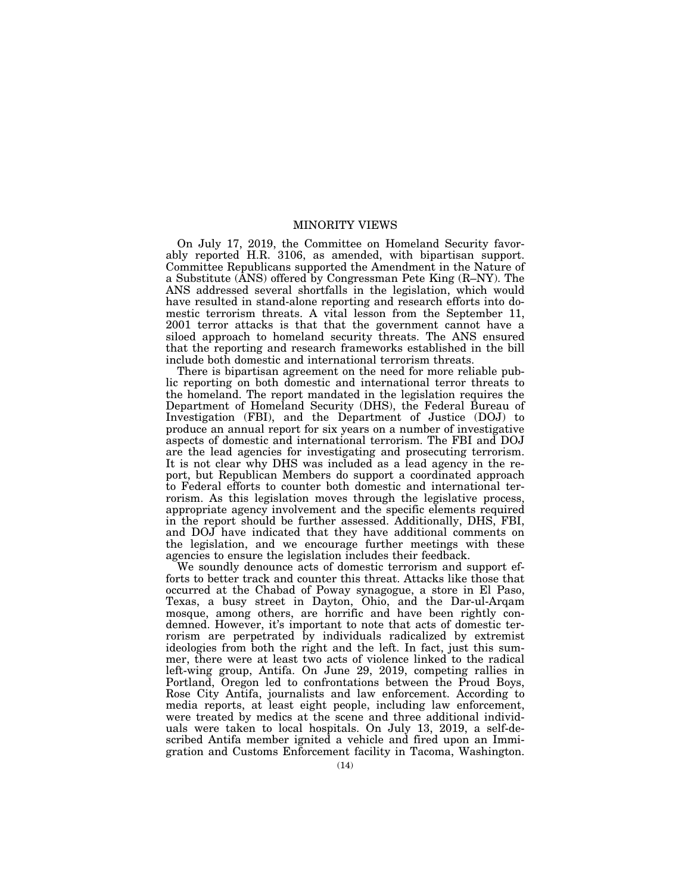## MINORITY VIEWS

On July 17, 2019, the Committee on Homeland Security favorably reported H.R. 3106, as amended, with bipartisan support. Committee Republicans supported the Amendment in the Nature of a Substitute (ANS) offered by Congressman Pete King (R–NY). The ANS addressed several shortfalls in the legislation, which would have resulted in stand-alone reporting and research efforts into domestic terrorism threats. A vital lesson from the September 11, 2001 terror attacks is that that the government cannot have a siloed approach to homeland security threats. The ANS ensured that the reporting and research frameworks established in the bill include both domestic and international terrorism threats.

There is bipartisan agreement on the need for more reliable public reporting on both domestic and international terror threats to the homeland. The report mandated in the legislation requires the Department of Homeland Security (DHS), the Federal Bureau of Investigation (FBI), and the Department of Justice (DOJ) to produce an annual report for six years on a number of investigative aspects of domestic and international terrorism. The FBI and DOJ are the lead agencies for investigating and prosecuting terrorism. It is not clear why DHS was included as a lead agency in the report, but Republican Members do support a coordinated approach to Federal efforts to counter both domestic and international terrorism. As this legislation moves through the legislative process, appropriate agency involvement and the specific elements required in the report should be further assessed. Additionally, DHS, FBI, and DOJ have indicated that they have additional comments on the legislation, and we encourage further meetings with these agencies to ensure the legislation includes their feedback.

We soundly denounce acts of domestic terrorism and support efforts to better track and counter this threat. Attacks like those that occurred at the Chabad of Poway synagogue, a store in El Paso, Texas, a busy street in Dayton, Ohio, and the Dar-ul-Arqam mosque, among others, are horrific and have been rightly condemned. However, it's important to note that acts of domestic terrorism are perpetrated by individuals radicalized by extremist ideologies from both the right and the left. In fact, just this summer, there were at least two acts of violence linked to the radical left-wing group, Antifa. On June 29, 2019, competing rallies in Portland, Oregon led to confrontations between the Proud Boys, Rose City Antifa, journalists and law enforcement. According to media reports, at least eight people, including law enforcement, were treated by medics at the scene and three additional individuals were taken to local hospitals. On July 13, 2019, a self-described Antifa member ignited a vehicle and fired upon an Immigration and Customs Enforcement facility in Tacoma, Washington.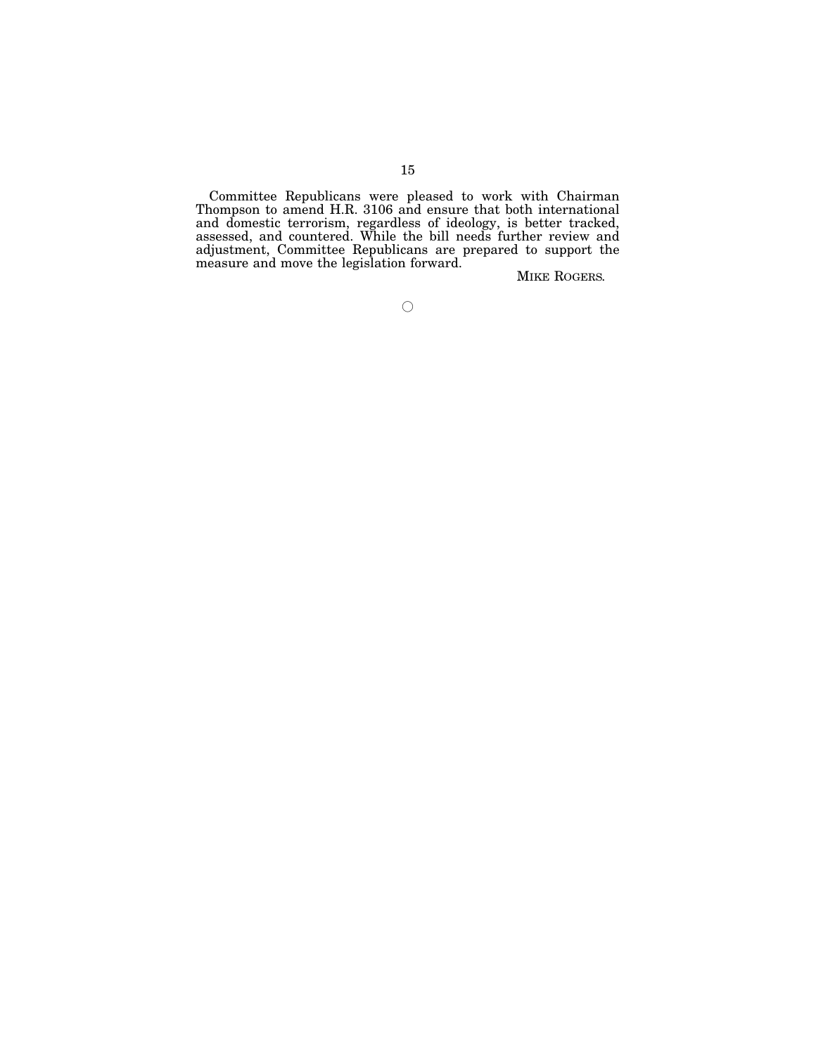Committee Republicans were pleased to work with Chairman Thompson to amend H.R. 3106 and ensure that both international and domestic terrorism, regardless of ideology, is better tracked, assessed, and countered. While the bill needs further review and adjustment, Committee Republicans are prepared to support the measure and move the legislation forward.

MIKE ROGERS.